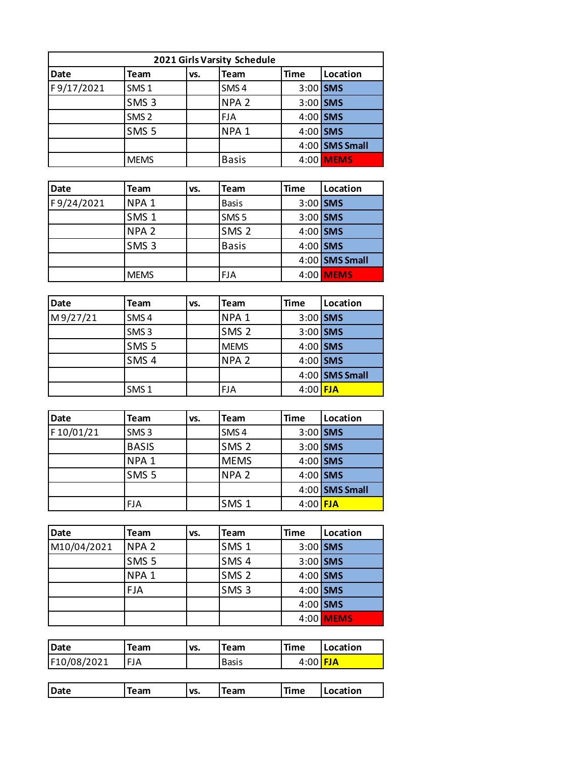## 2021 Girls Varsity Schedule

| Date | Team | vs. | Team | Time | Location |
|---|---|---|---|---|---|
| F 9/17/2021 | SMS 1 | | SMS 4 | 3:00 | **SMS** |
| | SMS 3 | | NPA 2 | 3:00 | **SMS** |
| | SMS 2 | | FJA | 4:00 | **SMS** |
| | SMS 5 | | NPA 1 | 4:00 | **SMS** |
| | | | | 4:00 | **SMS Small** |
| | MEMS | | Basis | 4:00 | **MEMS** |

| Date | Team | vs. | Team | Time | Location |
|---|---|---|---|---|---|
| F 9/24/2021 | NPA 1 | | Basis | 3:00 | **SMS** |
| | SMS 1 | | SMS 5 | 3:00 | **SMS** |
| | NPA 2 | | SMS 2 | 4:00 | **SMS** |
| | SMS 3 | | Basis | 4:00 | **SMS** |
| | | | | 4:00 | **SMS Small** |
| | MEMS | | FJA | 4:00 | **MEMS** |

| Date | Team | vs. | Team | Time | Location |
|---|---|---|---|---|---|
| M 9/27/21 | SMS 4 | | NPA 1 | 3:00 | **SMS** |
| | SMS 3 | | SMS 2 | 3:00 | **SMS** |
| | SMS 5 | | MEMS | 4:00 | **SMS** |
| | SMS 4 | | NPA 2 | 4:00 | **SMS** |
| | | | | 4:00 | **SMS Small** |
| | SMS 1 | | FJA | 4:00 | **FJA** |

| Date | Team | vs. | Team | Time | Location |
|---|---|---|---|---|---|
| F 10/01/21 | SMS 3 | | SMS 4 | 3:00 | **SMS** |
| | BASIS | | SMS 2 | 3:00 | **SMS** |
| | NPA 1 | | MEMS | 4:00 | **SMS** |
| | SMS 5 | | NPA 2 | 4:00 | **SMS** |
| | | | | 4:00 | **SMS Small** |
| | FJA | | SMS 1 | 4:00 | **FJA** |

| Date | Team | vs. | Team | Time | Location |
|---|---|---|---|---|---|
| M10/04/2021 | NPA 2 | | SMS 1 | 3:00 | **SMS** |
| | SMS 5 | | SMS 4 | 3:00 | **SMS** |
| | NPA 1 | | SMS 2 | 4:00 | **SMS** |
| | FJA | | SMS 3 | 4:00 | **SMS** |
| | | | | 4:00 | **SMS** |
| | | | | 4:00 | **MEMS** |

| Date | Team | vs. | Team | Time | Location |
|---|---|---|---|---|---|
| F10/08/2021 | FJA | | Basis | 4:00 | **FJA** |

| Date | Team | vs. | Team | Time | Location |
|---|---|---|---|---|---|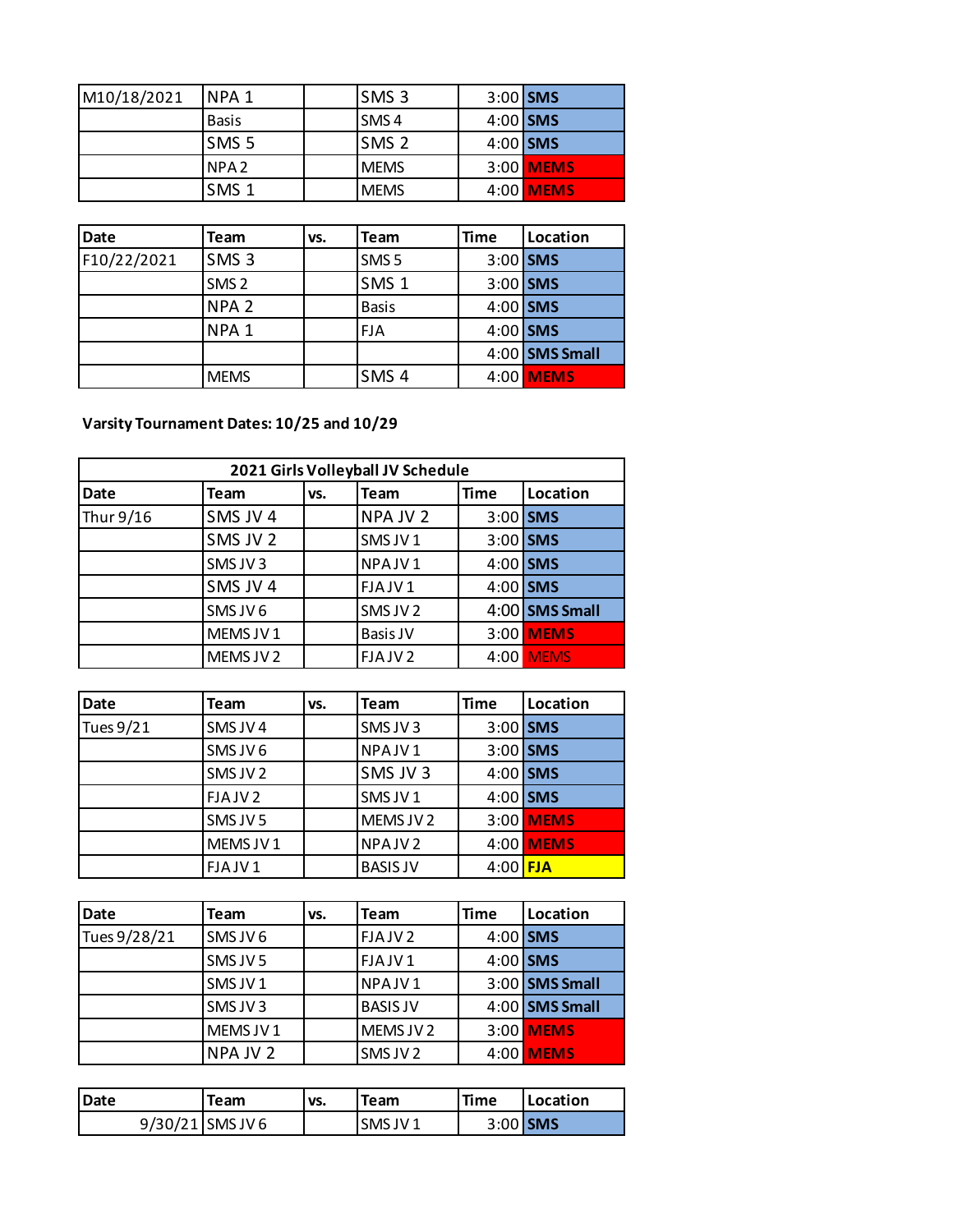| M10/18/2021 | NPA 1 | | SMS 3 | 3:00 | SMS |
|---|---|---|---|---|---|
| | Basis | | SMS 4 | 4:00 | SMS |
| | SMS 5 | | SMS 2 | 4:00 | SMS |
| | NPA 2 | | MEMS | 3:00 | MEMS |
| | SMS 1 | | MEMS | 4:00 | MEMS |

| Date | Team | vs. | Team | Time | Location |
|---|---|---|---|---|---|
| F10/22/2021 | SMS 3 | | SMS 5 | 3:00 | SMS |
| | SMS 2 | | SMS 1 | 3:00 | SMS |
| | NPA 2 | | Basis | 4:00 | SMS |
| | NPA 1 | | FJA | 4:00 | SMS |
| | | | | 4:00 | SMS Small |
| | MEMS | | SMS 4 | 4:00 | MEMS |

**Varsity Tournament Dates: 10/25 and 10/29**

| 2021 Girls Volleyball JV Schedule | | | | | |
|---|---|---|---|---|---|
| **Date** | **Team** | **vs.** | **Team** | **Time** | **Location** |
| Thur 9/16 | SMS JV 4 | | NPA JV 2 | 3:00 | SMS |
| | SMS JV 2 | | SMS JV 1 | 3:00 | SMS |
| | SMS JV 3 | | NPA JV 1 | 4:00 | SMS |
| | SMS JV 4 | | FJA JV 1 | 4:00 | SMS |
| | SMS JV 6 | | SMS JV 2 | 4:00 | SMS Small |
| | MEMS JV 1 | | Basis JV | 3:00 | MEMS |
| | MEMS JV 2 | | FJA JV 2 | 4:00 | MEMS |

| Date | Team | vs. | Team | Time | Location |
|---|---|---|---|---|---|
| Tues 9/21 | SMS JV 4 | | SMS JV 3 | 3:00 | SMS |
| | SMS JV 6 | | NPA JV 1 | 3:00 | SMS |
| | SMS JV 2 | | SMS JV 3 | 4:00 | SMS |
| | FJA JV 2 | | SMS JV 1 | 4:00 | SMS |
| | SMS JV 5 | | MEMS JV 2 | 3:00 | MEMS |
| | MEMS JV 1 | | NPA JV 2 | 4:00 | MEMS |
| | FJA JV 1 | | BASIS JV | 4:00 | FJA |

| Date | Team | vs. | Team | Time | Location |
|---|---|---|---|---|---|
| Tues 9/28/21 | SMS JV 6 | | FJA JV 2 | 4:00 | SMS |
| | SMS JV 5 | | FJA JV 1 | 4:00 | SMS |
| | SMS JV 1 | | NPA JV 1 | 3:00 | SMS Small |
| | SMS JV 3 | | BASIS JV | 4:00 | SMS Small |
| | MEMS JV 1 | | MEMS JV 2 | 3:00 | MEMS |
| | NPA JV 2 | | SMS JV 2 | 4:00 | MEMS |

| Date | Team | vs. | Team | Time | Location |
|---|---|---|---|---|---|
| 9/30/21 | SMS JV 6 | | SMS JV 1 | 3:00 | SMS |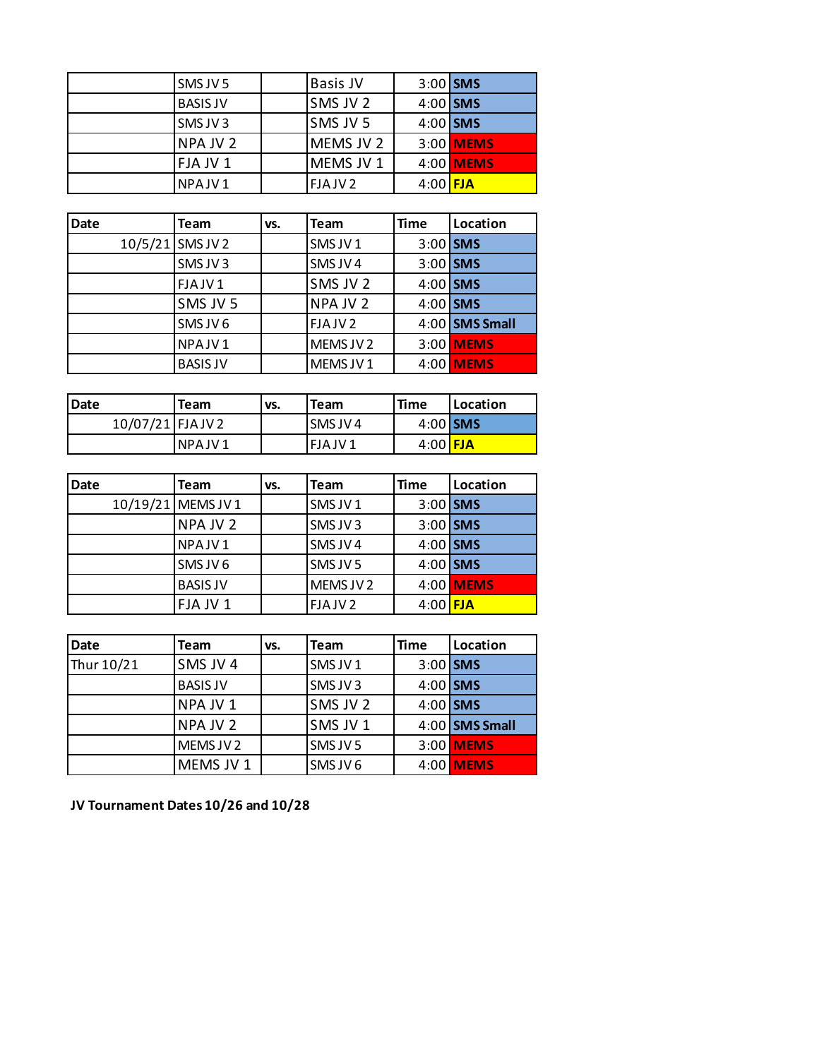| | | | | | |
|---|---|---|---|---|---|
| | SMS JV 5 | | Basis JV | 3:00 | SMS |
| | BASIS JV | | SMS JV 2 | 4:00 | SMS |
| | SMS JV 3 | | SMS JV 5 | 4:00 | SMS |
| | NPA JV 2 | | MEMS JV 2 | 3:00 | MEMS |
| | FJA JV 1 | | MEMS JV 1 | 4:00 | MEMS |
| | NPA JV 1 | | FJA JV 2 | 4:00 | FJA |

| Date | Team | vs. | Team | Time | Location |
|---|---|---|---|---|---|
| 10/5/21 | SMS JV 2 | | SMS JV 1 | 3:00 | SMS |
| | SMS JV 3 | | SMS JV 4 | 3:00 | SMS |
| | FJA JV 1 | | SMS JV 2 | 4:00 | SMS |
| | SMS JV 5 | | NPA JV 2 | 4:00 | SMS |
| | SMS JV 6 | | FJA JV 2 | 4:00 | SMS Small |
| | NPA JV 1 | | MEMS JV 2 | 3:00 | MEMS |
| | BASIS JV | | MEMS JV 1 | 4:00 | MEMS |

| Date | Team | vs. | Team | Time | Location |
|---|---|---|---|---|---|
| 10/07/21 | FJA JV 2 | | SMS JV 4 | 4:00 | SMS |
| | NPA JV 1 | | FJA JV 1 | 4:00 | FJA |

| Date | Team | vs. | Team | Time | Location |
|---|---|---|---|---|---|
| 10/19/21 | MEMS JV 1 | | SMS JV 1 | 3:00 | SMS |
| | NPA JV 2 | | SMS JV 3 | 3:00 | SMS |
| | NPA JV 1 | | SMS JV 4 | 4:00 | SMS |
| | SMS JV 6 | | SMS JV 5 | 4:00 | SMS |
| | BASIS JV | | MEMS JV 2 | 4:00 | MEMS |
| | FJA JV 1 | | FJA JV 2 | 4:00 | FJA |

| Date | Team | vs. | Team | Time | Location |
|---|---|---|---|---|---|
| Thur 10/21 | SMS JV 4 | | SMS JV 1 | 3:00 | SMS |
| | BASIS JV | | SMS JV 3 | 4:00 | SMS |
| | NPA JV 1 | | SMS JV 2 | 4:00 | SMS |
| | NPA JV 2 | | SMS JV 1 | 4:00 | SMS Small |
| | MEMS JV 2 | | SMS JV 5 | 3:00 | MEMS |
| | MEMS JV 1 | | SMS JV 6 | 4:00 | MEMS |

**JV Tournament Dates 10/26 and 10/28**